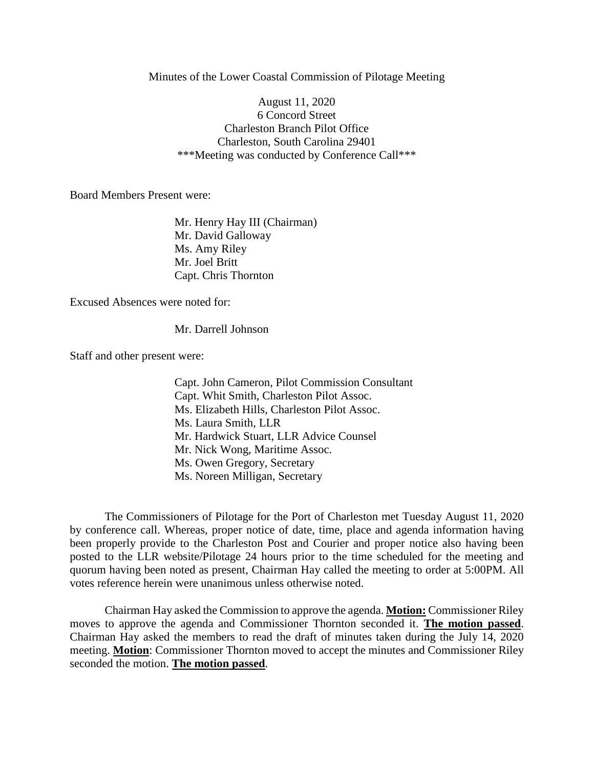Minutes of the Lower Coastal Commission of Pilotage Meeting

August 11, 2020
6 Concord Street
Charleston Branch Pilot Office
Charleston, South Carolina 29401
***Meeting was conducted by Conference Call***

Board Members Present were:

Mr. Henry Hay III (Chairman)
Mr. David Galloway
Ms. Amy Riley
Mr. Joel Britt
Capt. Chris Thornton

Excused Absences were noted for:

Mr. Darrell Johnson

Staff and other present were:

Capt. John Cameron, Pilot Commission Consultant
Capt. Whit Smith, Charleston Pilot Assoc.
Ms. Elizabeth Hills, Charleston Pilot Assoc.
Ms. Laura Smith, LLR
Mr. Hardwick Stuart, LLR Advice Counsel
Mr. Nick Wong, Maritime Assoc.
Ms. Owen Gregory, Secretary
Ms. Noreen Milligan, Secretary

The Commissioners of Pilotage for the Port of Charleston met Tuesday August 11, 2020 by conference call. Whereas, proper notice of date, time, place and agenda information having been properly provide to the Charleston Post and Courier and proper notice also having been posted to the LLR website/Pilotage 24 hours prior to the time scheduled for the meeting and quorum having been noted as present, Chairman Hay called the meeting to order at 5:00PM. All votes reference herein were unanimous unless otherwise noted.

Chairman Hay asked the Commission to approve the agenda. **Motion:** Commissioner Riley moves to approve the agenda and Commissioner Thornton seconded it. **The motion passed**. Chairman Hay asked the members to read the draft of minutes taken during the July 14, 2020 meeting. **Motion**: Commissioner Thornton moved to accept the minutes and Commissioner Riley seconded the motion. **The motion passed**.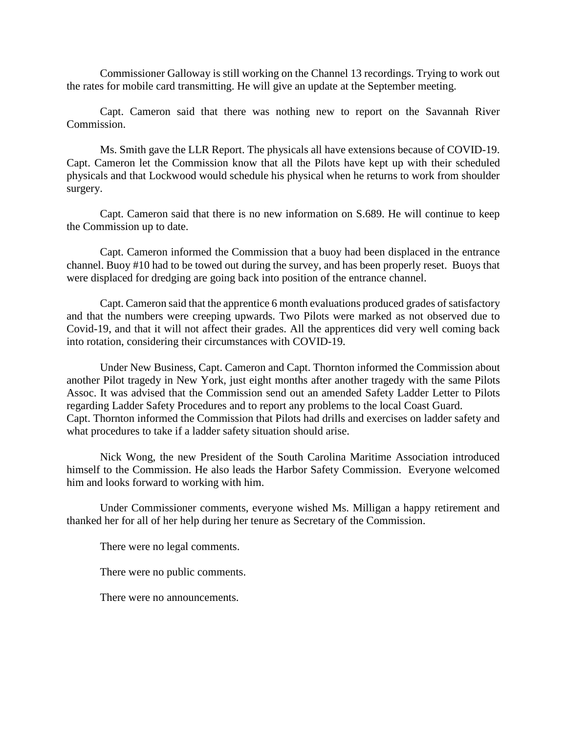Commissioner Galloway is still working on the Channel 13 recordings. Trying to work out the rates for mobile card transmitting. He will give an update at the September meeting.

Capt. Cameron said that there was nothing new to report on the Savannah River Commission.

Ms. Smith gave the LLR Report. The physicals all have extensions because of COVID-19. Capt. Cameron let the Commission know that all the Pilots have kept up with their scheduled physicals and that Lockwood would schedule his physical when he returns to work from shoulder surgery.

Capt. Cameron said that there is no new information on S.689. He will continue to keep the Commission up to date.

Capt. Cameron informed the Commission that a buoy had been displaced in the entrance channel. Buoy #10 had to be towed out during the survey, and has been properly reset. Buoys that were displaced for dredging are going back into position of the entrance channel.

Capt. Cameron said that the apprentice 6 month evaluations produced grades of satisfactory and that the numbers were creeping upwards. Two Pilots were marked as not observed due to Covid-19, and that it will not affect their grades. All the apprentices did very well coming back into rotation, considering their circumstances with COVID-19.

Under New Business, Capt. Cameron and Capt. Thornton informed the Commission about another Pilot tragedy in New York, just eight months after another tragedy with the same Pilots Assoc. It was advised that the Commission send out an amended Safety Ladder Letter to Pilots regarding Ladder Safety Procedures and to report any problems to the local Coast Guard.
Capt. Thornton informed the Commission that Pilots had drills and exercises on ladder safety and what procedures to take if a ladder safety situation should arise.

Nick Wong, the new President of the South Carolina Maritime Association introduced himself to the Commission. He also leads the Harbor Safety Commission. Everyone welcomed him and looks forward to working with him.

Under Commissioner comments, everyone wished Ms. Milligan a happy retirement and thanked her for all of her help during her tenure as Secretary of the Commission.

There were no legal comments.

There were no public comments.

There were no announcements.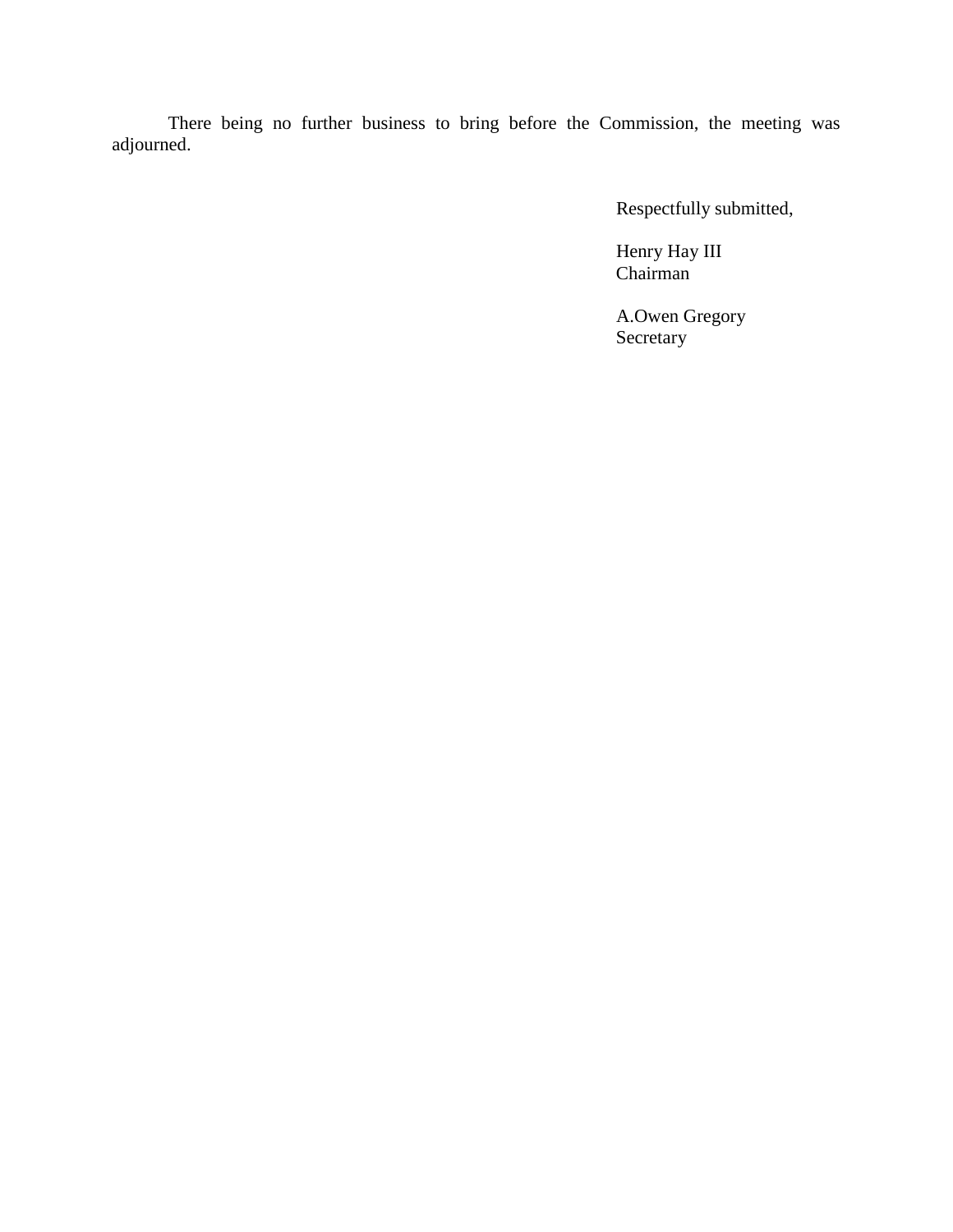There being no further business to bring before the Commission, the meeting was adjourned.

Respectfully submitted,

Henry Hay III  
Chairman

A.Owen Gregory  
Secretary